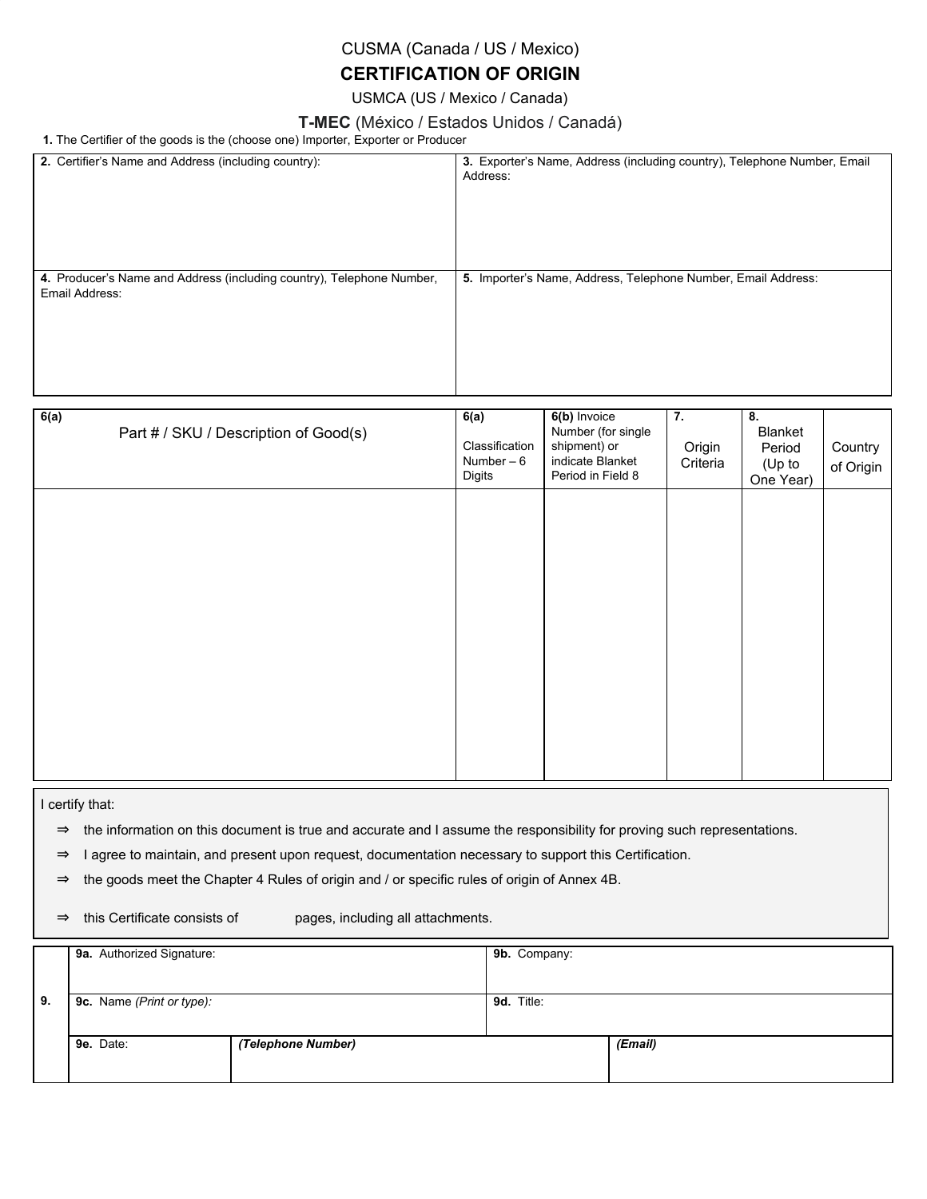# CUSMA (Canada / US / Mexico)

## CERTIFICATION OF ORIGIN

USMCA (US / Mexico / Canada)

**T-MEC** (México / Estados Unidos / Canadá)

**1.** The Certifier of the goods is the (choose one) Importer, Exporter or Producer

| **2.** Certifier's Name and Address (including country): | **3.** Exporter's Name, Address (including country), Telephone Number, Email Address: |
|---|---|
| **4.** Producer's Name and Address (including country), Telephone Number, Email Address: | **5.** Importer's Name, Address, Telephone Number, Email Address: |

| **6(a)** Part # / SKU / Description of Good(s) | **6(a)** Classification Number – 6 Digits | **6(b)** Invoice Number (for single shipment) or indicate Blanket Period in Field 8 | **7.** Origin Criteria | **8.** Blanket Period (Up to One Year) | Country of Origin |
|---|---|---|---|---|---|
| | | | | | |

I certify that:

- ⇒ the information on this document is true and accurate and I assume the responsibility for proving such representations.
- ⇒ I agree to maintain, and present upon request, documentation necessary to support this Certification.
- ⇒ the goods meet the Chapter 4 Rules of origin and / or specific rules of origin of Annex 4B.
- ⇒ this Certificate consists of pages, including all attachments.

| **9.** | | | |
|---|---|---|---|
| **9a.** Authorized Signature: | | **9b.** Company: | |
| **9c.** Name *(Print or type)*: | | **9d.** Title: | |
| **9e.** Date: | ***(Telephone Number)*** | | ***(Email)*** |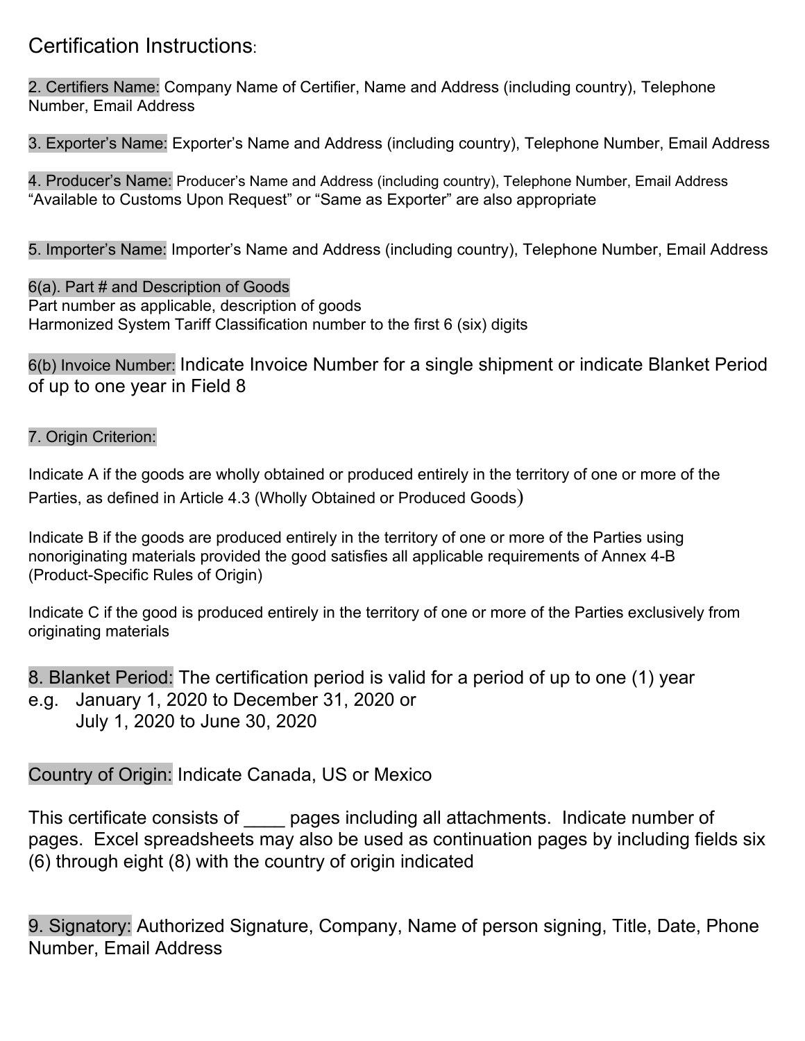# Certification Instructions:

2. Certifiers Name: Company Name of Certifier, Name and Address (including country), Telephone Number, Email Address

3. Exporter's Name: Exporter's Name and Address (including country), Telephone Number, Email Address

4. Producer's Name: Producer's Name and Address (including country), Telephone Number, Email Address "Available to Customs Upon Request" or "Same as Exporter" are also appropriate

5. Importer's Name: Importer's Name and Address (including country), Telephone Number, Email Address

6(a). Part # and Description of Goods
Part number as applicable, description of goods
Harmonized System Tariff Classification number to the first 6 (six) digits

6(b) Invoice Number: Indicate Invoice Number for a single shipment or indicate Blanket Period of up to one year in Field 8

7. Origin Criterion:

Indicate A if the goods are wholly obtained or produced entirely in the territory of one or more of the Parties, as defined in Article 4.3 (Wholly Obtained or Produced Goods)

Indicate B if the goods are produced entirely in the territory of one or more of the Parties using nonoriginating materials provided the good satisfies all applicable requirements of Annex 4-B (Product-Specific Rules of Origin)

Indicate C if the good is produced entirely in the territory of one or more of the Parties exclusively from originating materials

8. Blanket Period: The certification period is valid for a period of up to one (1) year
e.g. January 1, 2020 to December 31, 2020 or
July 1, 2020 to June 30, 2020

Country of Origin: Indicate Canada, US or Mexico

This certificate consists of ____ pages including all attachments. Indicate number of pages. Excel spreadsheets may also be used as continuation pages by including fields six (6) through eight (8) with the country of origin indicated

9. Signatory: Authorized Signature, Company, Name of person signing, Title, Date, Phone Number, Email Address